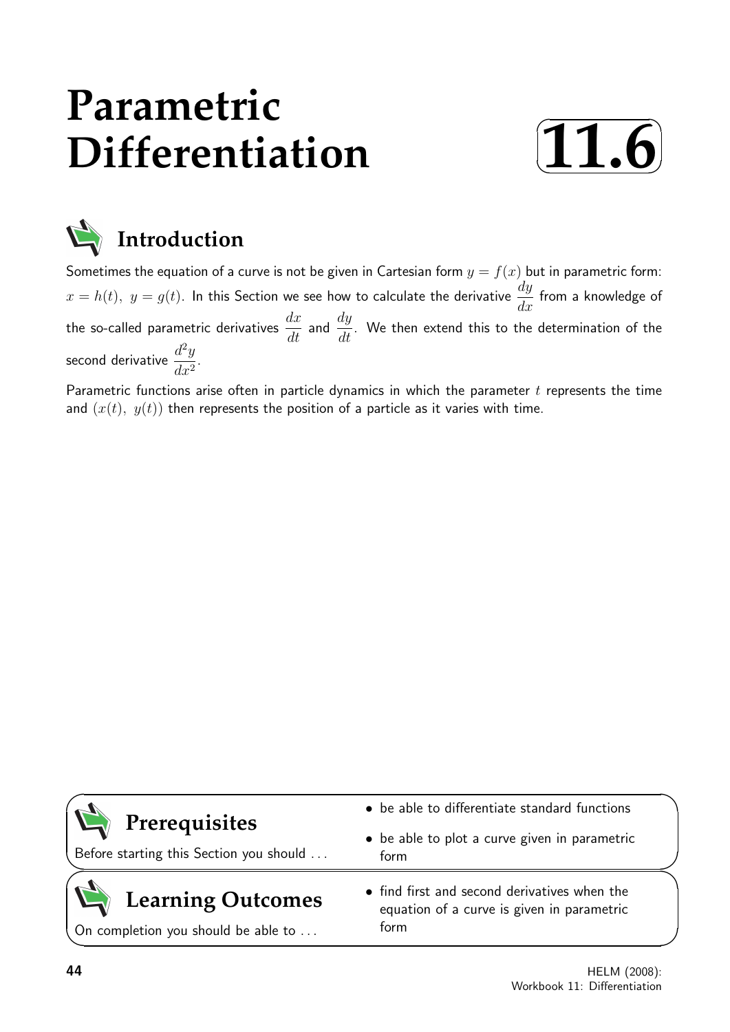# Parametric Differentiation

# 11.6

## Introduction

Sometimes the equation of a curve is not be given in Cartesian form $y = f(x)$ but in parametric form: $x = h(t),\ y = g(t)$. In this Section we see how to calculate the derivative $\dfrac{dy}{dx}$ from a knowledge of the so-called parametric derivatives $\dfrac{dx}{dt}$ and $\dfrac{dy}{dt}$. We then extend this to the determination of the second derivative $\dfrac{d^2y}{dx^2}$.

Parametric functions arise often in particle dynamics in which the parameter $t$ represents the time and $(x(t),\ y(t))$ then represents the position of a particle as it varies with time.

## Prerequisites

Before starting this Section you should ...

- be able to differentiate standard functions
- be able to plot a curve given in parametric form

## Learning Outcomes

On completion you should be able to ...

- find first and second derivatives when the equation of a curve is given in parametric form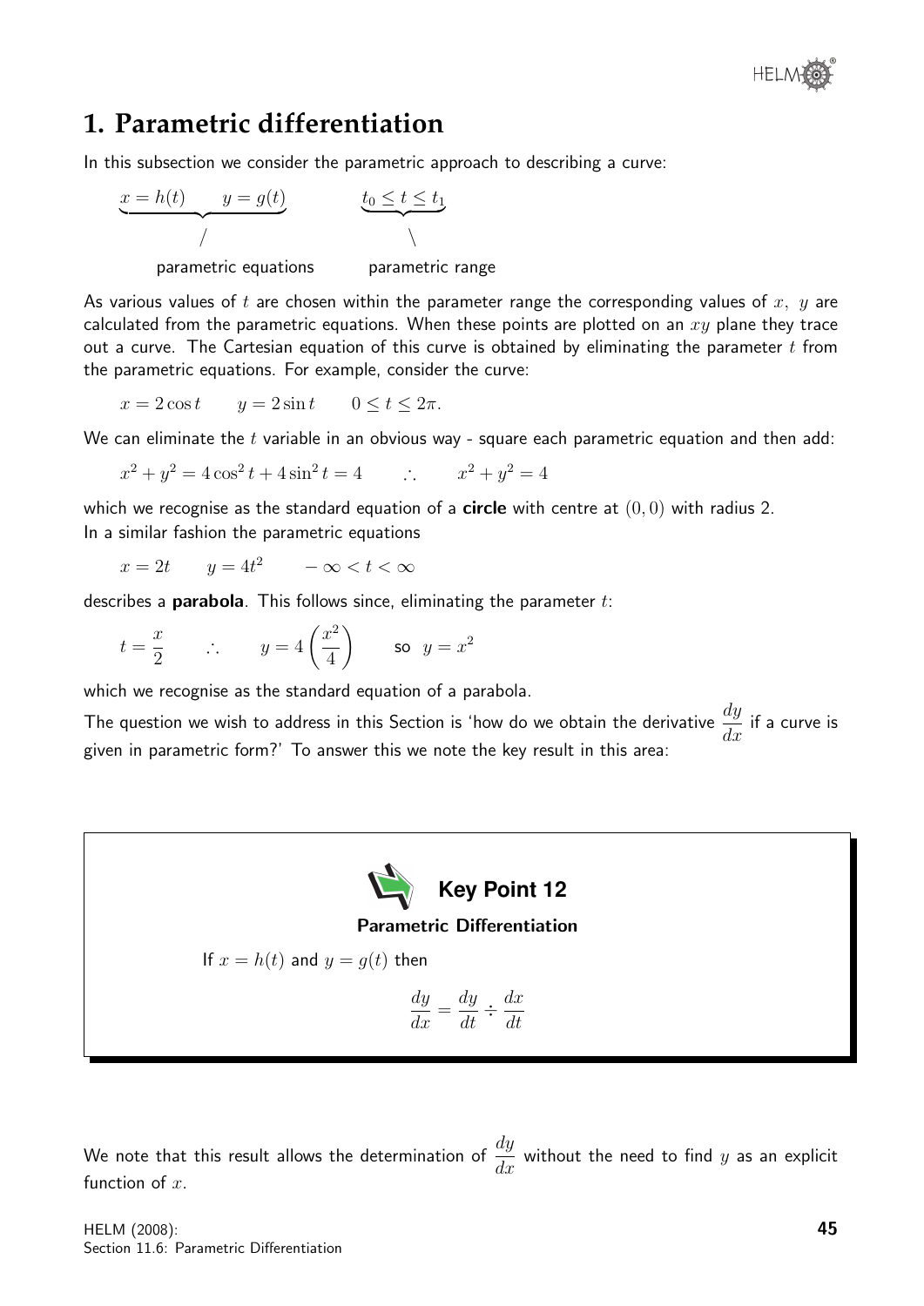# 1. Parametric differentiation

In this subsection we consider the parametric approach to describing a curve:

$$\underbrace{x = h(t) \qquad y = g(t)}_{\text{parametric equations}} \qquad \qquad \underbrace{t_0 \leq t \leq t_1}_{\text{parametric range}}$$

As various values of $t$ are chosen within the parameter range the corresponding values of $x,\ y$ are calculated from the parametric equations. When these points are plotted on an $xy$ plane they trace out a curve. The Cartesian equation of this curve is obtained by eliminating the parameter $t$ from the parametric equations. For example, consider the curve:

$$x = 2\cos t \qquad y = 2\sin t \qquad 0 \leq t \leq 2\pi.$$

We can eliminate the $t$ variable in an obvious way - square each parametric equation and then add:

$$x^2 + y^2 = 4\cos^2 t + 4\sin^2 t = 4 \qquad \therefore \qquad x^2 + y^2 = 4$$

which we recognise as the standard equation of a **circle** with centre at $(0, 0)$ with radius 2.
In a similar fashion the parametric equations

$$x = 2t \qquad y = 4t^2 \qquad -\infty < t < \infty$$

describes a **parabola**. This follows since, eliminating the parameter $t$:

$$t = \frac{x}{2} \qquad \therefore \qquad y = 4\left(\frac{x^2}{4}\right) \qquad \text{so } \ y = x^2$$

which we recognise as the standard equation of a parabola.

The question we wish to address in this Section is 'how do we obtain the derivative $\dfrac{dy}{dx}$ if a curve is given in parametric form?' To answer this we note the key result in this area:

> **Key Point 12**
>
> **Parametric Differentiation**
>
> If $x = h(t)$ and $y = g(t)$ then
>
> $$\frac{dy}{dx} = \frac{dy}{dt} \div \frac{dx}{dt}$$

We note that this result allows the determination of $\dfrac{dy}{dx}$ without the need to find $y$ as an explicit function of $x$.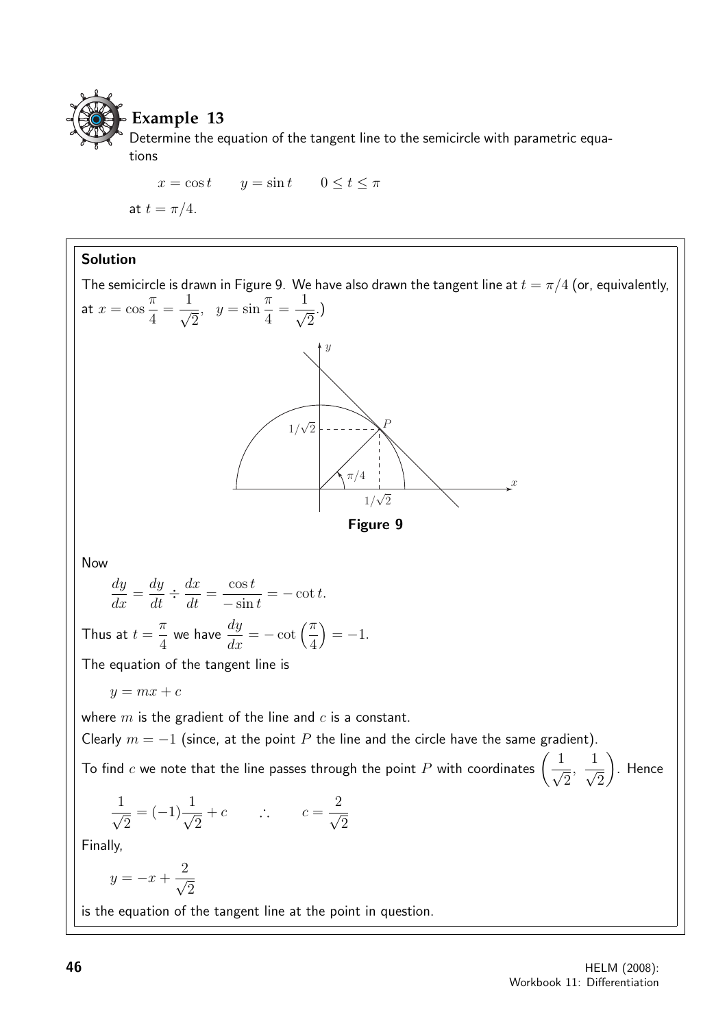## Example 13

Determine the equation of the tangent line to the semicircle with parametric equations

$$x = \cos t \qquad y = \sin t \qquad 0 \leq t \leq \pi$$

at $t = \pi/4$.

### Solution

The semicircle is drawn in Figure 9. We have also drawn the tangent line at $t = \pi/4$ (or, equivalently, at $x = \cos\frac{\pi}{4} = \frac{1}{\sqrt{2}}$, $y = \sin\frac{\pi}{4} = \frac{1}{\sqrt{2}}$.)

**Figure 9**

Now

$$\frac{dy}{dx} = \frac{dy}{dt} \div \frac{dx}{dt} = \frac{\cos t}{-\sin t} = -\cot t.$$

Thus at $t = \frac{\pi}{4}$ we have $\frac{dy}{dx} = -\cot\left(\frac{\pi}{4}\right) = -1$.

The equation of the tangent line is

$$y = mx + c$$

where $m$ is the gradient of the line and $c$ is a constant.

Clearly $m = -1$ (since, at the point $P$ the line and the circle have the same gradient).

To find $c$ we note that the line passes through the point $P$ with coordinates $\left(\frac{1}{\sqrt{2}}, \frac{1}{\sqrt{2}}\right)$. Hence

$$\frac{1}{\sqrt{2}} = (-1)\frac{1}{\sqrt{2}} + c \qquad \therefore \qquad c = \frac{2}{\sqrt{2}}$$

Finally,

$$y = -x + \frac{2}{\sqrt{2}}$$

is the equation of the tangent line at the point in question.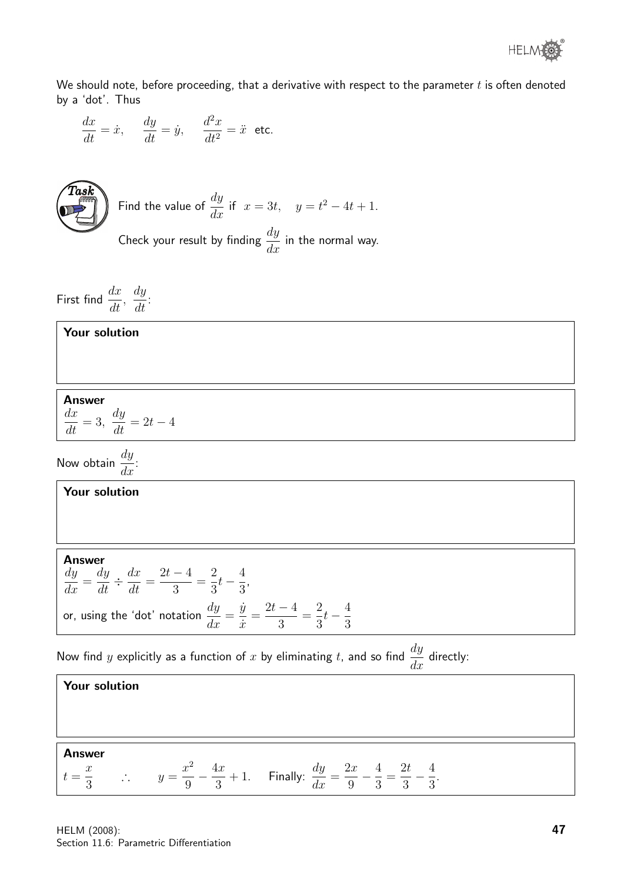We should note, before proceeding, that a derivative with respect to the parameter $t$ is often denoted by a 'dot'. Thus

$$\frac{dx}{dt} = \dot{x}, \quad \frac{dy}{dt} = \dot{y}, \quad \frac{d^2x}{dt^2} = \ddot{x} \text{ etc.}$$

**Task**

Find the value of $\dfrac{dy}{dx}$ if $x = 3t, \quad y = t^2 - 4t + 1$.

Check your result by finding $\dfrac{dy}{dx}$ in the normal way.

First find $\dfrac{dx}{dt}, \ \dfrac{dy}{dt}$:

**Your solution**

**Answer**

$\dfrac{dx}{dt} = 3, \ \dfrac{dy}{dt} = 2t - 4$

Now obtain $\dfrac{dy}{dx}$:

**Your solution**

**Answer**

$\dfrac{dy}{dx} = \dfrac{dy}{dt} \div \dfrac{dx}{dt} = \dfrac{2t-4}{3} = \dfrac{2}{3}t - \dfrac{4}{3}$,

or, using the 'dot' notation $\dfrac{dy}{dx} = \dfrac{\dot{y}}{\dot{x}} = \dfrac{2t-4}{3} = \dfrac{2}{3}t - \dfrac{4}{3}$

Now find $y$ explicitly as a function of $x$ by eliminating $t$, and so find $\dfrac{dy}{dx}$ directly:

**Your solution**

**Answer**

$t = \dfrac{x}{3} \qquad \therefore \qquad y = \dfrac{x^2}{9} - \dfrac{4x}{3} + 1.$ Finally: $\dfrac{dy}{dx} = \dfrac{2x}{9} - \dfrac{4}{3} = \dfrac{2t}{3} - \dfrac{4}{3}$.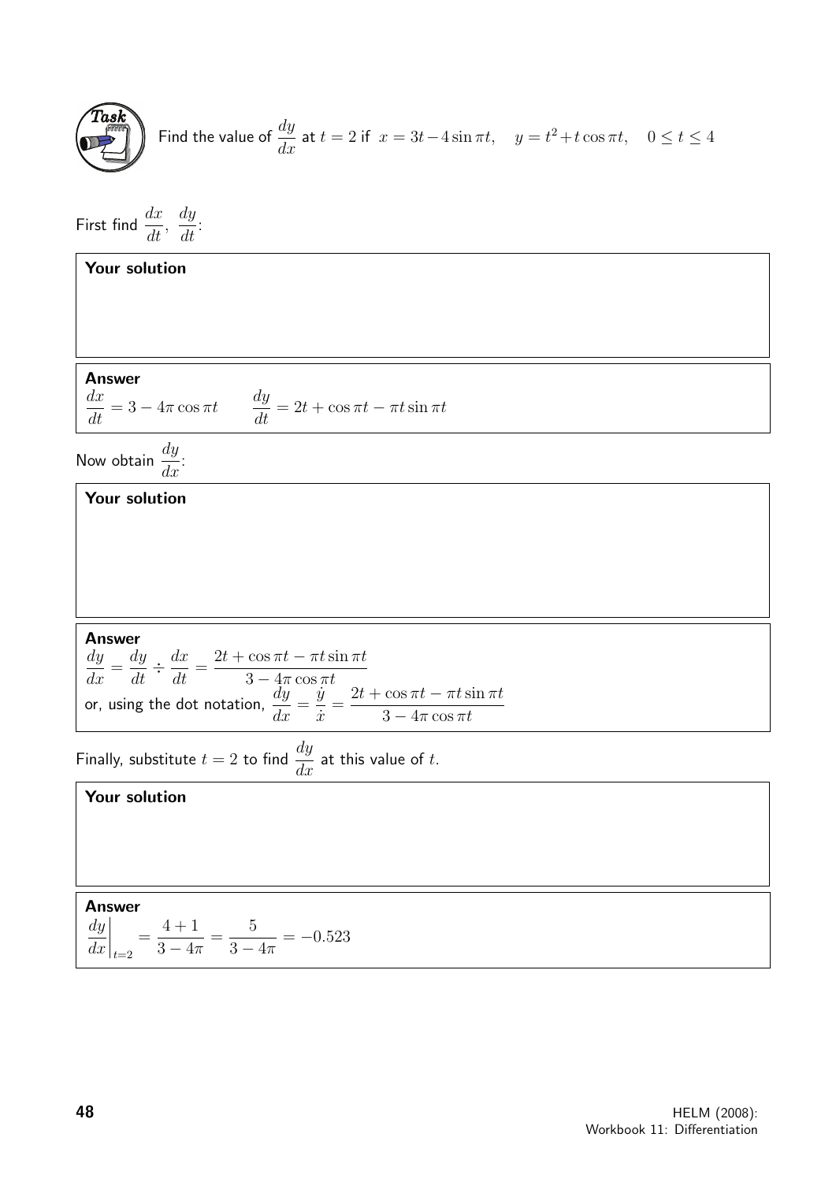**Task**

Find the value of $\dfrac{dy}{dx}$ at $t = 2$ if $x = 3t - 4\sin \pi t, \quad y = t^2 + t\cos \pi t, \quad 0 \leq t \leq 4$

First find $\dfrac{dx}{dt}$, $\dfrac{dy}{dt}$:

**Your solution**

**Answer**

$\dfrac{dx}{dt} = 3 - 4\pi \cos \pi t \qquad \dfrac{dy}{dt} = 2t + \cos \pi t - \pi t \sin \pi t$

Now obtain $\dfrac{dy}{dx}$:

**Your solution**

**Answer**

$\dfrac{dy}{dx} = \dfrac{dy}{dt} \div \dfrac{dx}{dt} = \dfrac{2t + \cos \pi t - \pi t \sin \pi t}{3 - 4\pi \cos \pi t}$

or, using the dot notation, $\dfrac{dy}{dx} = \dfrac{\dot{y}}{\dot{x}} = \dfrac{2t + \cos \pi t - \pi t \sin \pi t}{3 - 4\pi \cos \pi t}$

Finally, substitute $t = 2$ to find $\dfrac{dy}{dx}$ at this value of $t$.

**Your solution**

**Answer**

$$\left.\frac{dy}{dx}\right|_{t=2} = \frac{4+1}{3 - 4\pi} = \frac{5}{3 - 4\pi} = -0.523$$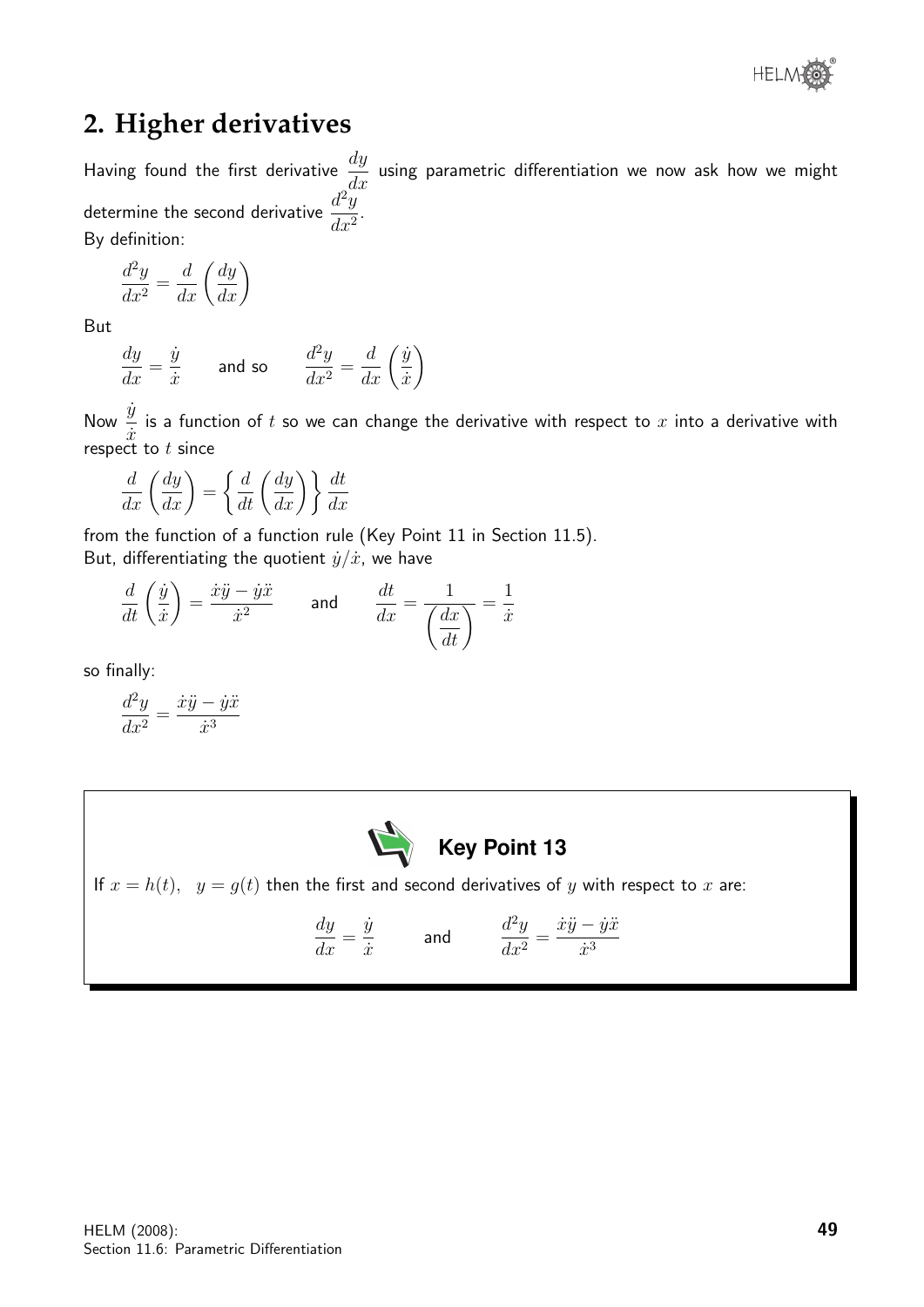## 2. Higher derivatives

Having found the first derivative $\dfrac{dy}{dx}$ using parametric differentiation we now ask how we might determine the second derivative $\dfrac{d^2y}{dx^2}$.

By definition:

$$\frac{d^2y}{dx^2} = \frac{d}{dx}\left(\frac{dy}{dx}\right)$$

But

$$\frac{dy}{dx} = \frac{\dot{y}}{\dot{x}} \qquad \text{and so} \qquad \frac{d^2y}{dx^2} = \frac{d}{dx}\left(\frac{\dot{y}}{\dot{x}}\right)$$

Now $\dfrac{\dot{y}}{\dot{x}}$ is a function of $t$ so we can change the derivative with respect to $x$ into a derivative with respect to $t$ since

$$\frac{d}{dx}\left(\frac{dy}{dx}\right) = \left\{\frac{d}{dt}\left(\frac{dy}{dx}\right)\right\}\frac{dt}{dx}$$

from the function of a function rule (Key Point 11 in Section 11.5).

But, differentiating the quotient $\dot{y}/\dot{x}$, we have

$$\frac{d}{dt}\left(\frac{\dot{y}}{\dot{x}}\right) = \frac{\dot{x}\ddot{y} - \dot{y}\ddot{x}}{\dot{x}^2} \qquad \text{and} \qquad \frac{dt}{dx} = \frac{1}{\left(\dfrac{dx}{dt}\right)} = \frac{1}{\dot{x}}$$

so finally:

$$\frac{d^2y}{dx^2} = \frac{\dot{x}\ddot{y} - \dot{y}\ddot{x}}{\dot{x}^3}$$

**Key Point 13**

If $x = h(t), \quad y = g(t)$ then the first and second derivatives of $y$ with respect to $x$ are:

$$\frac{dy}{dx} = \frac{\dot{y}}{\dot{x}} \qquad \text{and} \qquad \frac{d^2y}{dx^2} = \frac{\dot{x}\ddot{y} - \dot{y}\ddot{x}}{\dot{x}^3}$$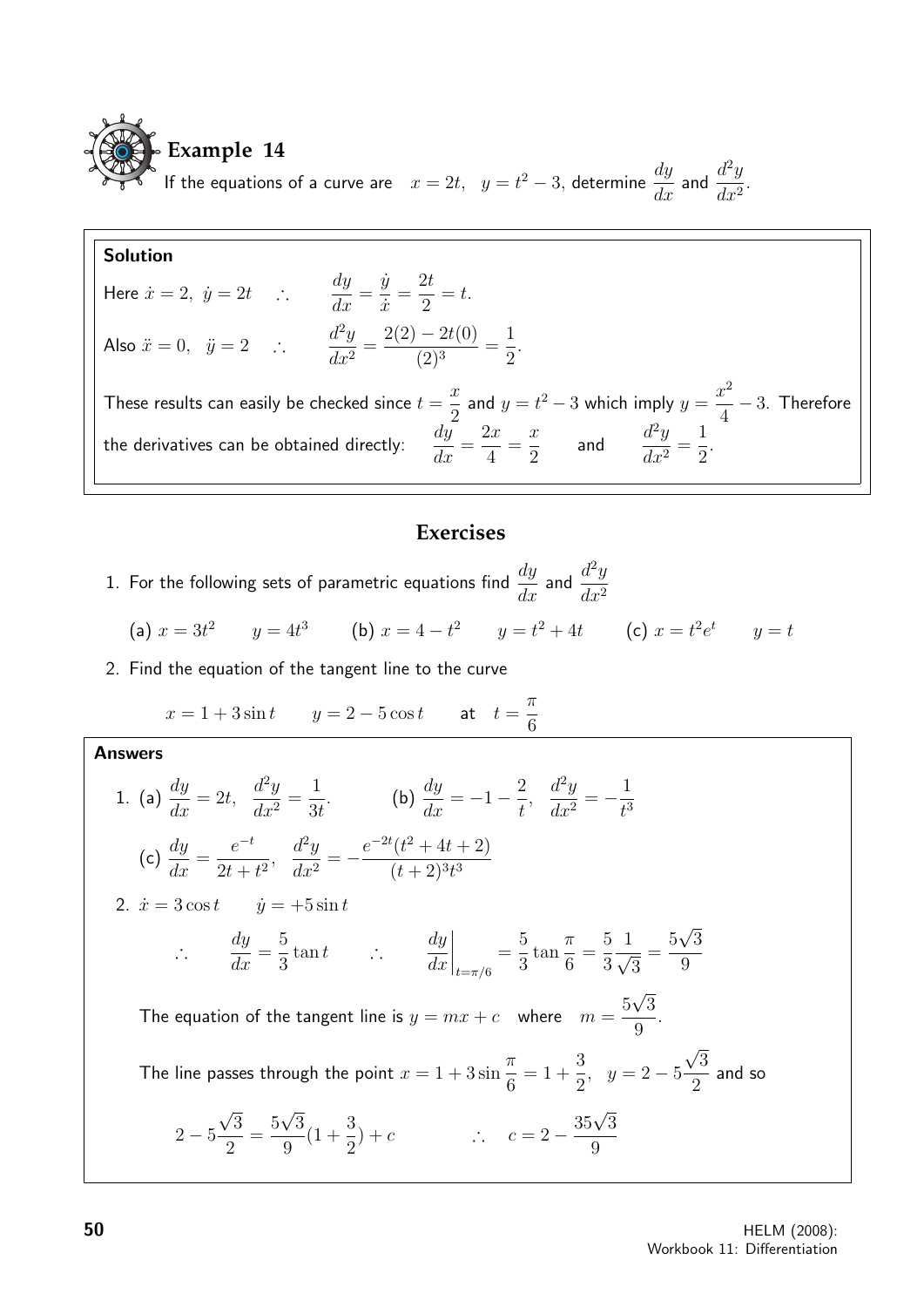## Example 14

If the equations of a curve are $x = 2t, \quad y = t^2 - 3$, determine $\dfrac{dy}{dx}$ and $\dfrac{d^2y}{dx^2}$.

**Solution**

Here $\dot{x} = 2,\ \dot{y} = 2t \quad \therefore \qquad \dfrac{dy}{dx} = \dfrac{\dot{y}}{\dot{x}} = \dfrac{2t}{2} = t.$

Also $\ddot{x} = 0, \quad \ddot{y} = 2 \quad \therefore \qquad \dfrac{d^2y}{dx^2} = \dfrac{2(2) - 2t(0)}{(2)^3} = \dfrac{1}{2}.$

These results can easily be checked since $t = \dfrac{x}{2}$ and $y = t^2 - 3$ which imply $y = \dfrac{x^2}{4} - 3$. Therefore the derivatives can be obtained directly: $\quad \dfrac{dy}{dx} = \dfrac{2x}{4} = \dfrac{x}{2} \qquad$ and $\qquad \dfrac{d^2y}{dx^2} = \dfrac{1}{2}.$

### Exercises

1. For the following sets of parametric equations find $\dfrac{dy}{dx}$ and $\dfrac{d^2y}{dx^2}$

   (a) $x = 3t^2 \qquad y = 4t^3$ (b) $x = 4 - t^2 \qquad y = t^2 + 4t$ (c) $x = t^2e^t \qquad y = t$

2. Find the equation of the tangent line to the curve

$$x = 1 + 3\sin t \qquad y = 2 - 5\cos t \qquad \text{at} \quad t = \frac{\pi}{6}$$

**Answers**

1. (a) $\dfrac{dy}{dx} = 2t, \quad \dfrac{d^2y}{dx^2} = \dfrac{1}{3t}.$ (b) $\dfrac{dy}{dx} = -1 - \dfrac{2}{t}, \quad \dfrac{d^2y}{dx^2} = -\dfrac{1}{t^3}$

   (c) $\dfrac{dy}{dx} = \dfrac{e^{-t}}{2t + t^2}, \quad \dfrac{d^2y}{dx^2} = -\dfrac{e^{-2t}(t^2 + 4t + 2)}{(t+2)^3t^3}$

2. $\dot{x} = 3\cos t \qquad \dot{y} = +5\sin t$

$$\therefore \qquad \frac{dy}{dx} = \frac{5}{3}\tan t \qquad \therefore \qquad \left.\frac{dy}{dx}\right|_{t=\pi/6} = \frac{5}{3}\tan\frac{\pi}{6} = \frac{5}{3}\frac{1}{\sqrt{3}} = \frac{5\sqrt{3}}{9}$$

The equation of the tangent line is $y = mx + c$ where $\quad m = \dfrac{5\sqrt{3}}{9}$.

The line passes through the point $x = 1 + 3\sin\dfrac{\pi}{6} = 1 + \dfrac{3}{2}, \quad y = 2 - 5\dfrac{\sqrt{3}}{2}$ and so

$$2 - 5\frac{\sqrt{3}}{2} = \frac{5\sqrt{3}}{9}\left(1 + \frac{3}{2}\right) + c \qquad\qquad \therefore \quad c = 2 - \frac{35\sqrt{3}}{9}$$